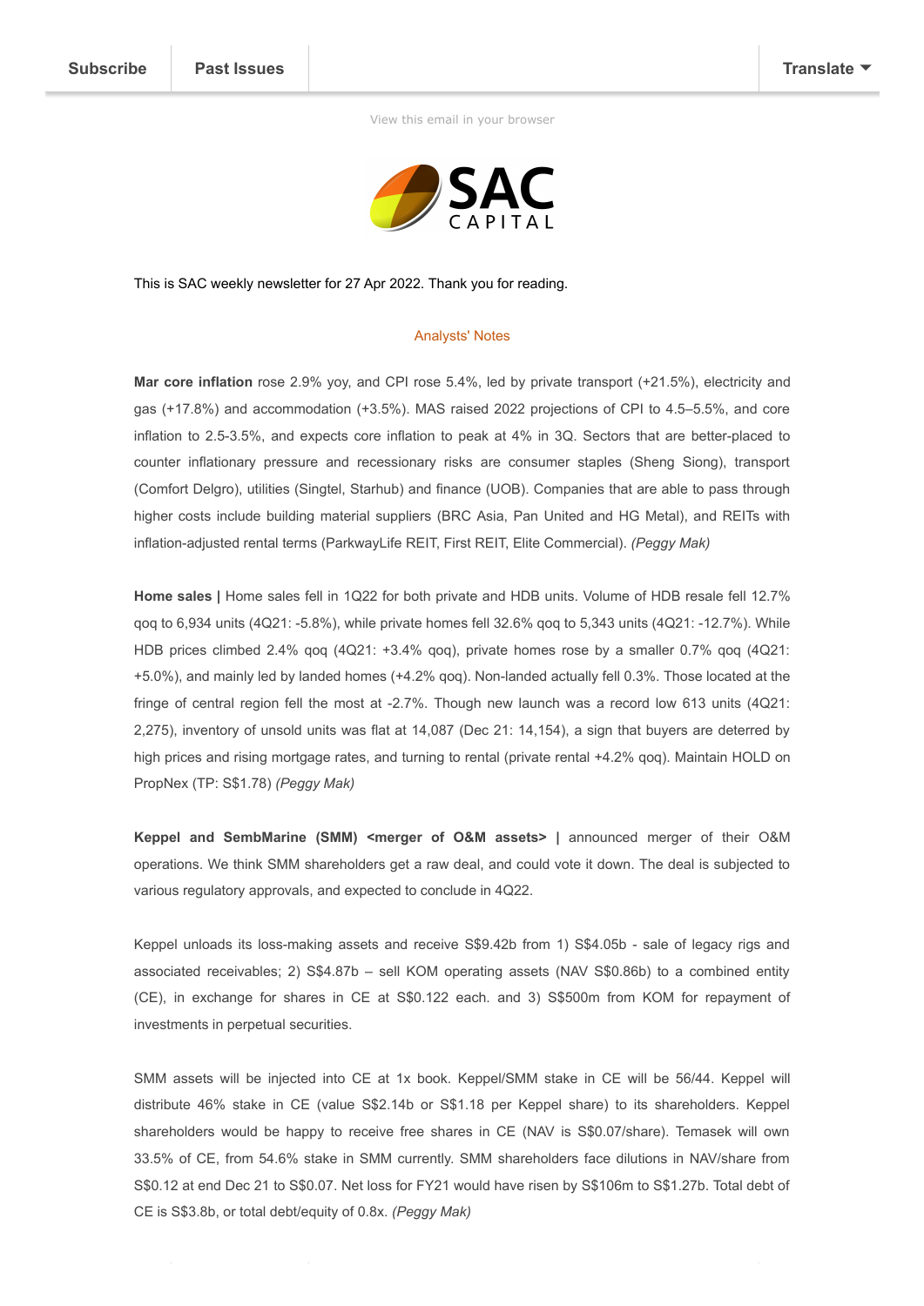Subscribe | Past Issues | Translate

View this email in your browser

SAC CAPITAL

This is SAC weekly newsletter for 27 Apr 2022. Thank you for reading.

Analysts' Notes

**Mar core inflation** rose 2.9% yoy, and CPI rose 5.4%, led by private transport (+21.5%), electricity and gas (+17.8%) and accommodation (+3.5%). MAS raised 2022 projections of CPI to 4.5–5.5%, and core inflation to 2.5-3.5%, and expects core inflation to peak at 4% in 3Q. Sectors that are better-placed to counter inflationary pressure and recessionary risks are consumer staples (Sheng Siong), transport (Comfort Delgro), utilities (Singtel, Starhub) and finance (UOB). Companies that are able to pass through higher costs include building material suppliers (BRC Asia, Pan United and HG Metal), and REITs with inflation-adjusted rental terms (ParkwayLife REIT, First REIT, Elite Commercial). *(Peggy Mak)*

**Home sales |** Home sales fell in 1Q22 for both private and HDB units. Volume of HDB resale fell 12.7% qoq to 6,934 units (4Q21: -5.8%), while private homes fell 32.6% qoq to 5,343 units (4Q21: -12.7%). While HDB prices climbed 2.4% qoq (4Q21: +3.4% qoq), private homes rose by a smaller 0.7% qoq (4Q21: +5.0%), and mainly led by landed homes (+4.2% qoq). Non-landed actually fell 0.3%. Those located at the fringe of central region fell the most at -2.7%. Though new launch was a record low 613 units (4Q21: 2,275), inventory of unsold units was flat at 14,087 (Dec 21: 14,154), a sign that buyers are deterred by high prices and rising mortgage rates, and turning to rental (private rental +4.2% qoq). Maintain HOLD on PropNex (TP: S$1.78) *(Peggy Mak)*

**Keppel and SembMarine (SMM) <merger of O&M assets> |** announced merger of their O&M operations. We think SMM shareholders get a raw deal, and could vote it down. The deal is subjected to various regulatory approvals, and expected to conclude in 4Q22.

Keppel unloads its loss-making assets and receive S$9.42b from 1) S$4.05b - sale of legacy rigs and associated receivables; 2) S$4.87b – sell KOM operating assets (NAV S$0.86b) to a combined entity (CE), in exchange for shares in CE at S$0.122 each. and 3) S$500m from KOM for repayment of investments in perpetual securities.

SMM assets will be injected into CE at 1x book. Keppel/SMM stake in CE will be 56/44. Keppel will distribute 46% stake in CE (value S$2.14b or S$1.18 per Keppel share) to its shareholders. Keppel shareholders would be happy to receive free shares in CE (NAV is S$0.07/share). Temasek will own 33.5% of CE, from 54.6% stake in SMM currently. SMM shareholders face dilutions in NAV/share from S$0.12 at end Dec 21 to S$0.07. Net loss for FY21 would have risen by S$106m to S$1.27b. Total debt of CE is S$3.8b, or total debt/equity of 0.8x. *(Peggy Mak)*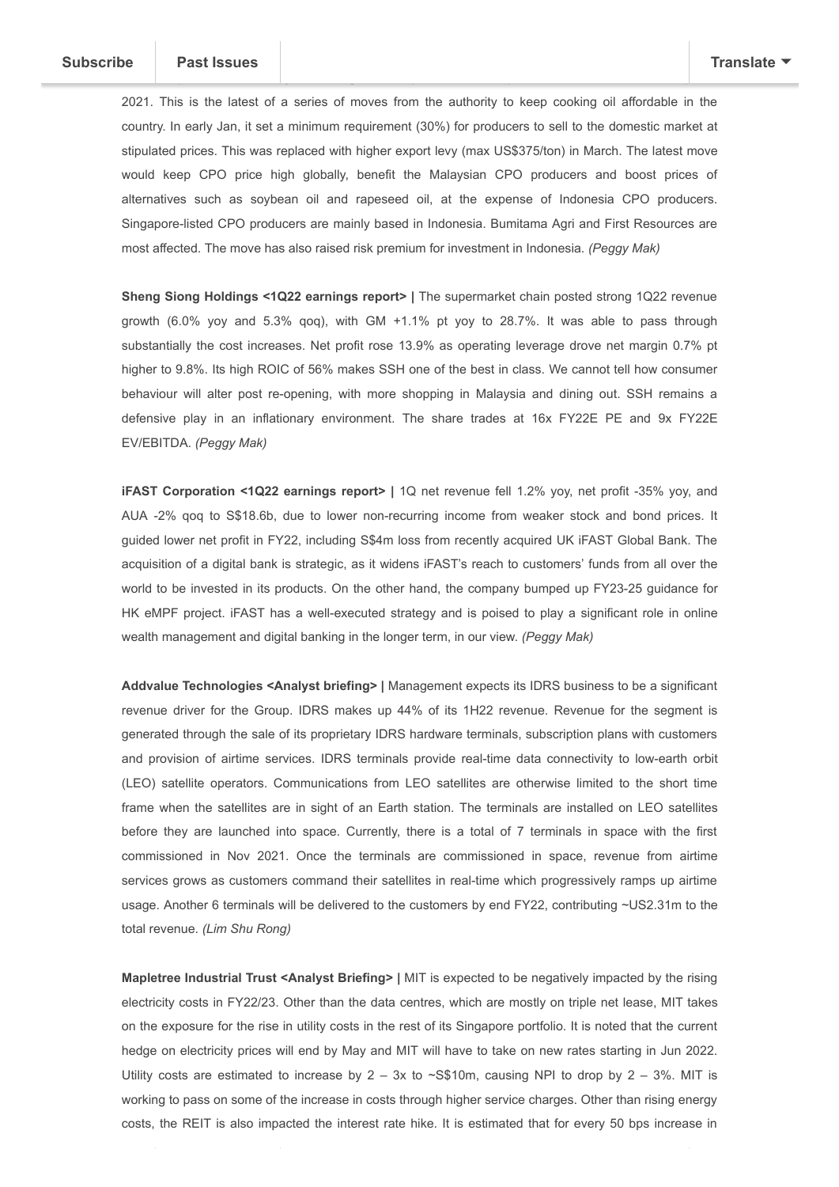2021. This is the latest of a series of moves from the authority to keep cooking oil affordable in the country. In early Jan, it set a minimum requirement (30%) for producers to sell to the domestic market at stipulated prices. This was replaced with higher export levy (max US$375/ton) in March. The latest move would keep CPO price high globally, benefit the Malaysian CPO producers and boost prices of alternatives such as soybean oil and rapeseed oil, at the expense of Indonesia CPO producers. Singapore-listed CPO producers are mainly based in Indonesia. Bumitama Agri and First Resources are most affected. The move has also raised risk premium for investment in Indonesia. *(Peggy Mak)*

**Sheng Siong Holdings <1Q22 earnings report> |** The supermarket chain posted strong 1Q22 revenue growth (6.0% yoy and 5.3% qoq), with GM +1.1% pt yoy to 28.7%. It was able to pass through substantially the cost increases. Net profit rose 13.9% as operating leverage drove net margin 0.7% pt higher to 9.8%. Its high ROIC of 56% makes SSH one of the best in class. We cannot tell how consumer behaviour will alter post re-opening, with more shopping in Malaysia and dining out. SSH remains a defensive play in an inflationary environment. The share trades at 16x FY22E PE and 9x FY22E EV/EBITDA. *(Peggy Mak)*

**iFAST Corporation <1Q22 earnings report> |** 1Q net revenue fell 1.2% yoy, net profit -35% yoy, and AUA -2% qoq to S$18.6b, due to lower non-recurring income from weaker stock and bond prices. It guided lower net profit in FY22, including S$4m loss from recently acquired UK iFAST Global Bank. The acquisition of a digital bank is strategic, as it widens iFAST's reach to customers' funds from all over the world to be invested in its products. On the other hand, the company bumped up FY23-25 guidance for HK eMPF project. iFAST has a well-executed strategy and is poised to play a significant role in online wealth management and digital banking in the longer term, in our view. *(Peggy Mak)*

**Addvalue Technologies <Analyst briefing> |** Management expects its IDRS business to be a significant revenue driver for the Group. IDRS makes up 44% of its 1H22 revenue. Revenue for the segment is generated through the sale of its proprietary IDRS hardware terminals, subscription plans with customers and provision of airtime services. IDRS terminals provide real-time data connectivity to low-earth orbit (LEO) satellite operators. Communications from LEO satellites are otherwise limited to the short time frame when the satellites are in sight of an Earth station. The terminals are installed on LEO satellites before they are launched into space. Currently, there is a total of 7 terminals in space with the first commissioned in Nov 2021. Once the terminals are commissioned in space, revenue from airtime services grows as customers command their satellites in real-time which progressively ramps up airtime usage. Another 6 terminals will be delivered to the customers by end FY22, contributing ~US2.31m to the total revenue. *(Lim Shu Rong)*

**Mapletree Industrial Trust <Analyst Briefing> |** MIT is expected to be negatively impacted by the rising electricity costs in FY22/23. Other than the data centres, which are mostly on triple net lease, MIT takes on the exposure for the rise in utility costs in the rest of its Singapore portfolio. It is noted that the current hedge on electricity prices will end by May and MIT will have to take on new rates starting in Jun 2022. Utility costs are estimated to increase by 2 – 3x to ~S$10m, causing NPI to drop by 2 – 3%. MIT is working to pass on some of the increase in costs through higher service charges. Other than rising energy costs, the REIT is also impacted the interest rate hike. It is estimated that for every 50 bps increase in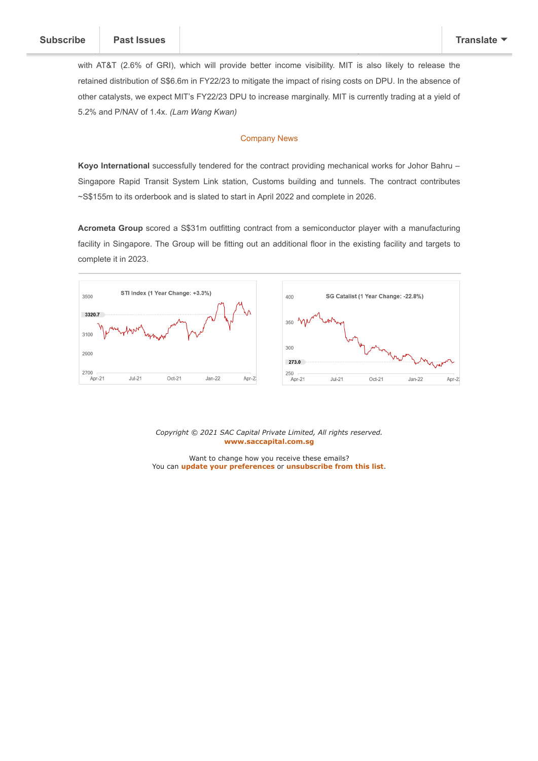with AT&T (2.6% of GRI), which will provide better income visibility. MIT is also likely to release the retained distribution of S$6.6m in FY22/23 to mitigate the impact of rising costs on DPU. In the absence of other catalysts, we expect MIT's FY22/23 DPU to increase marginally. MIT is currently trading at a yield of 5.2% and P/NAV of 1.4x. *(Lam Wang Kwan)*

## Company News

**Koyo International** successfully tendered for the contract providing mechanical works for Johor Bahru – Singapore Rapid Transit System Link station, Customs building and tunnels. The contract contributes ~S$155m to its orderbook and is slated to start in April 2022 and complete in 2026.

**Acrometa Group** scored a S$31m outfitting contract from a semiconductor player with a manufacturing facility in Singapore. The Group will be fitting out an additional floor in the existing facility and targets to complete it in 2023.

---

STI Index (1 Year Change: +3.3%)

3500
3320.7
3100
2900
2700
Apr-21
Jul-21
Oct-21
Jan-22
Apr-22

SG Catalist (1 Year Change: -22.8%)

400
350
300
273.0
250
Apr-21
Jul-21
Oct-21
Jan-22
Apr-22

*Copyright © 2021 SAC Capital Private Limited, All rights reserved.*
**www.saccapital.com.sg**

Want to change how you receive these emails?
You can **update your preferences** or **unsubscribe from this list**.